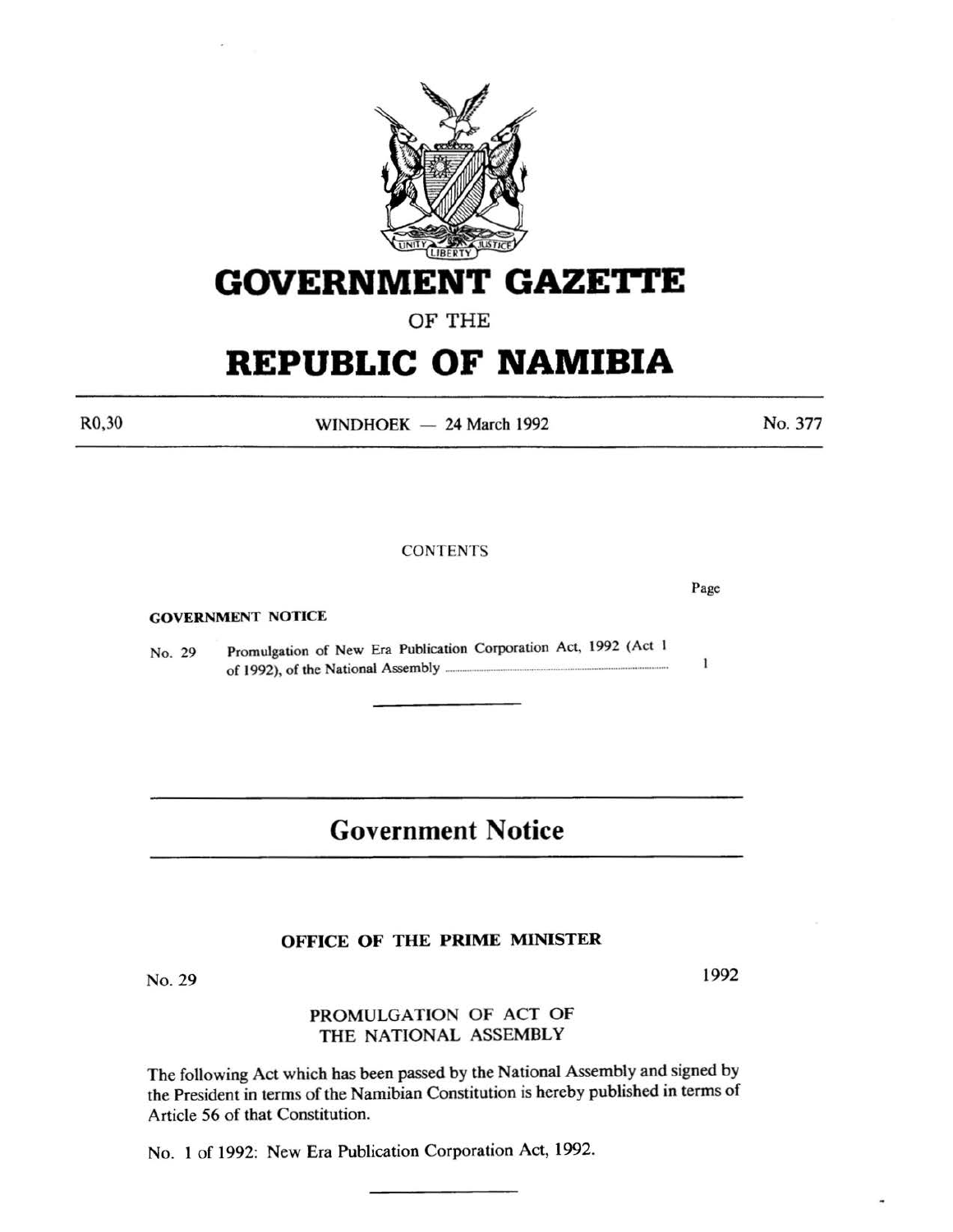# GOVERNMENT GAZETTE

OF THE

# REPUBLIC OF NAMIBIA

R0,30 WINDHOEK — 24 March 1992 No. 377

CONTENTS

Page

**GOVERNMENT NOTICE**

No. 29 Promulgation of New Era Publication Corporation Act, 1992 (Act 1 of 1992), of the National Assembly ........................................ 1

## Government Notice

### OFFICE OF THE PRIME MINISTER

No. 29 1992

PROMULGATION OF ACT OF THE NATIONAL ASSEMBLY

The following Act which has been passed by the National Assembly and signed by the President in terms of the Namibian Constitution is hereby published in terms of Article 56 of that Constitution.

No. 1 of 1992: New Era Publication Corporation Act, 1992.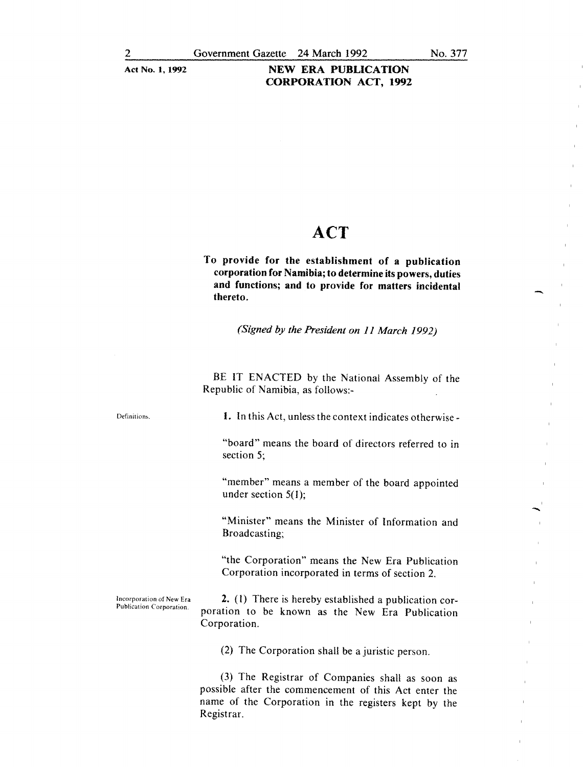# ACT

**To provide for the establishment of a publication corporation for Namibia; to determine its powers, duties and functions; and to provide for matters incidental thereto.**

*(Signed by the President on 11 March 1992)*

BE IT ENACTED by the National Assembly of the Republic of Namibia, as follows:-

Definitions.

**1.** In this Act, unless the context indicates otherwise -

"board" means the board of directors referred to in section 5;

"member" means a member of the board appointed under section 5(1);

"Minister" means the Minister of Information and Broadcasting;

"the Corporation" means the New Era Publication Corporation incorporated in terms of section 2.

Incorporation of New Era Publication Corporation.

**2.** (1) There is hereby established a publication corporation to be known as the New Era Publication Corporation.

(2) The Corporation shall be a juristic person.

(3) The Registrar of Companies shall as soon as possible after the commencement of this Act enter the name of the Corporation in the registers kept by the Registrar.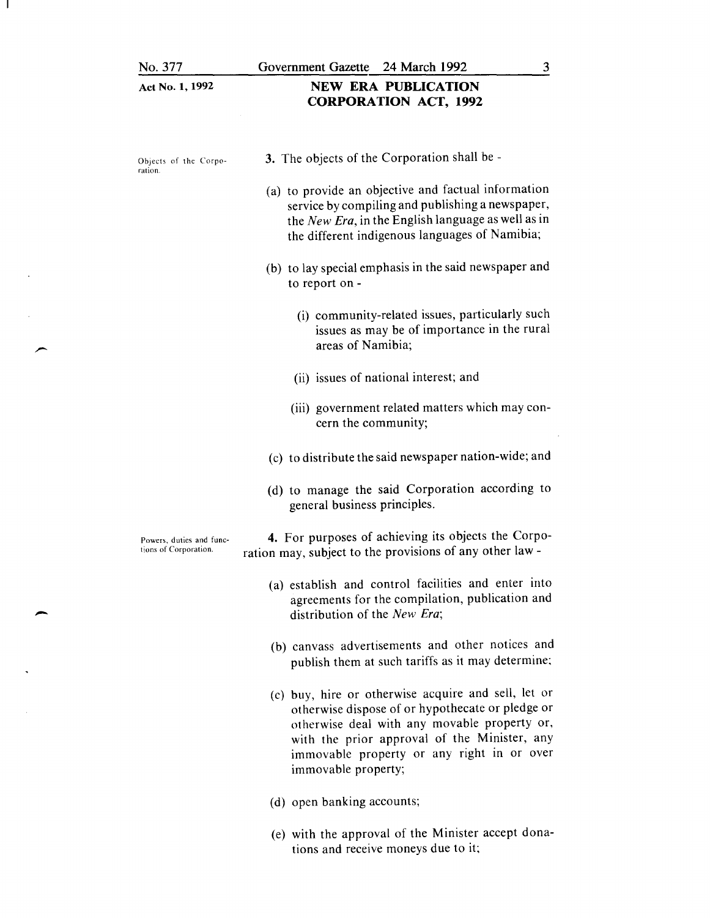Objects of the Corporation.

**3.** The objects of the Corporation shall be -

(a) to provide an objective and factual information service by compiling and publishing a newspaper, the *New Era*, in the English language as well as in the different indigenous languages of Namibia;

(b) to lay special emphasis in the said newspaper and to report on -

(i) community-related issues, particularly such issues as may be of importance in the rural areas of Namibia;

(ii) issues of national interest; and

(iii) government related matters which may concern the community;

(c) to distribute the said newspaper nation-wide; and

(d) to manage the said Corporation according to general business principles.

Powers, duties and functions of Corporation.

**4.** For purposes of achieving its objects the Corporation may, subject to the provisions of any other law -

(a) establish and control facilities and enter into agreements for the compilation, publication and distribution of the *New Era*;

(b) canvass advertisements and other notices and publish them at such tariffs as it may determine;

(c) buy, hire or otherwise acquire and sell, let or otherwise dispose of or hypothecate or pledge or otherwise deal with any movable property or, with the prior approval of the Minister, any immovable property or any right in or over immovable property;

(d) open banking accounts;

(e) with the approval of the Minister accept donations and receive moneys due to it;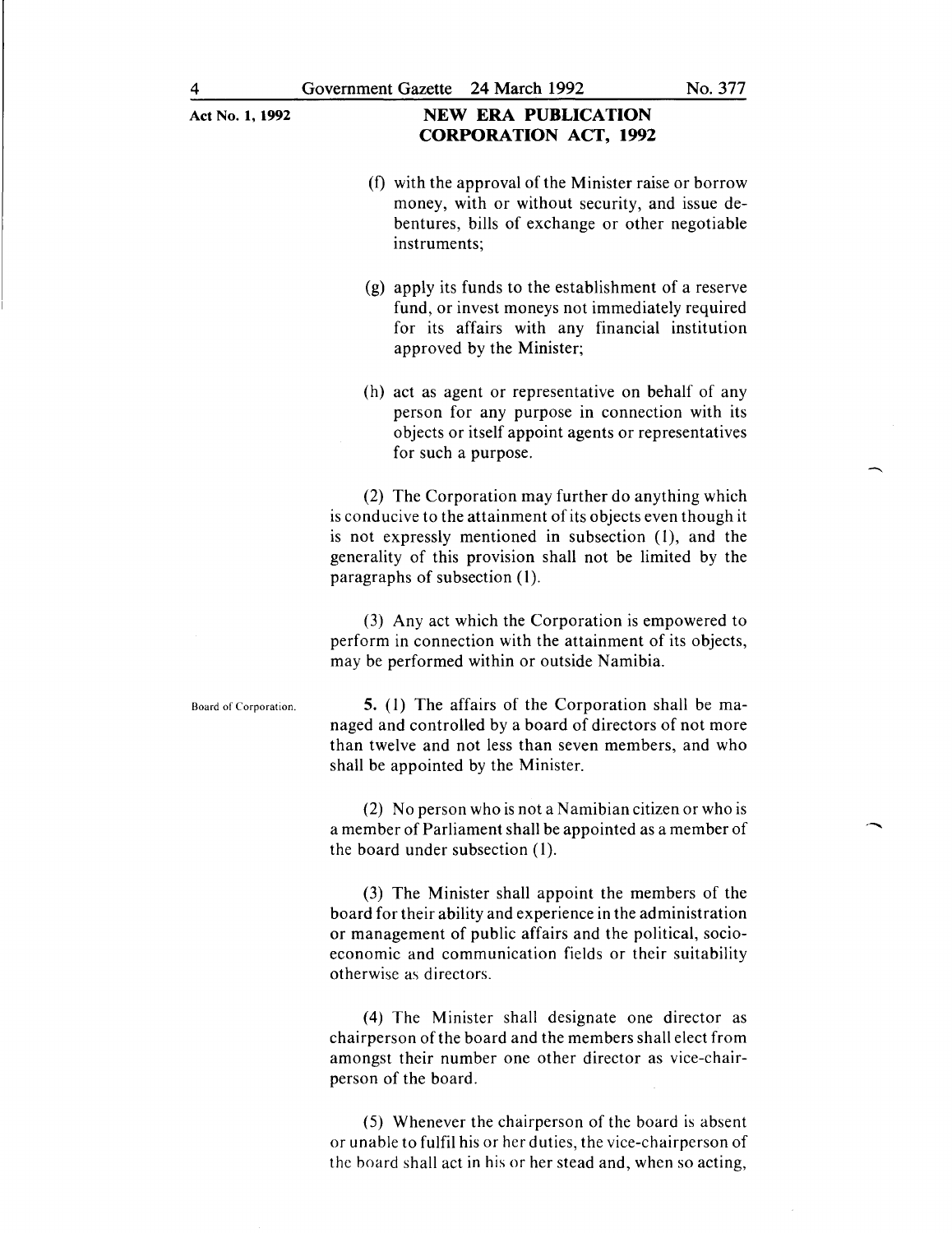(f) with the approval of the Minister raise or borrow money, with or without security, and issue debentures, bills of exchange or other negotiable instruments;

(g) apply its funds to the establishment of a reserve fund, or invest moneys not immediately required for its affairs with any financial institution approved by the Minister;

(h) act as agent or representative on behalf of any person for any purpose in connection with its objects or itself appoint agents or representatives for such a purpose.

(2) The Corporation may further do anything which is conducive to the attainment of its objects even though it is not expressly mentioned in subsection (1), and the generality of this provision shall not be limited by the paragraphs of subsection (1).

(3) Any act which the Corporation is empowered to perform in connection with the attainment of its objects, may be performed within or outside Namibia.

Board of Corporation.

5. (1) The affairs of the Corporation shall be managed and controlled by a board of directors of not more than twelve and not less than seven members, and who shall be appointed by the Minister.

(2) No person who is not a Namibian citizen or who is a member of Parliament shall be appointed as a member of the board under subsection (1).

(3) The Minister shall appoint the members of the board for their ability and experience in the administration or management of public affairs and the political, socio-economic and communication fields or their suitability otherwise as directors.

(4) The Minister shall designate one director as chairperson of the board and the members shall elect from amongst their number one other director as vice-chairperson of the board.

(5) Whenever the chairperson of the board is absent or unable to fulfil his or her duties, the vice-chairperson of the board shall act in his or her stead and, when so acting,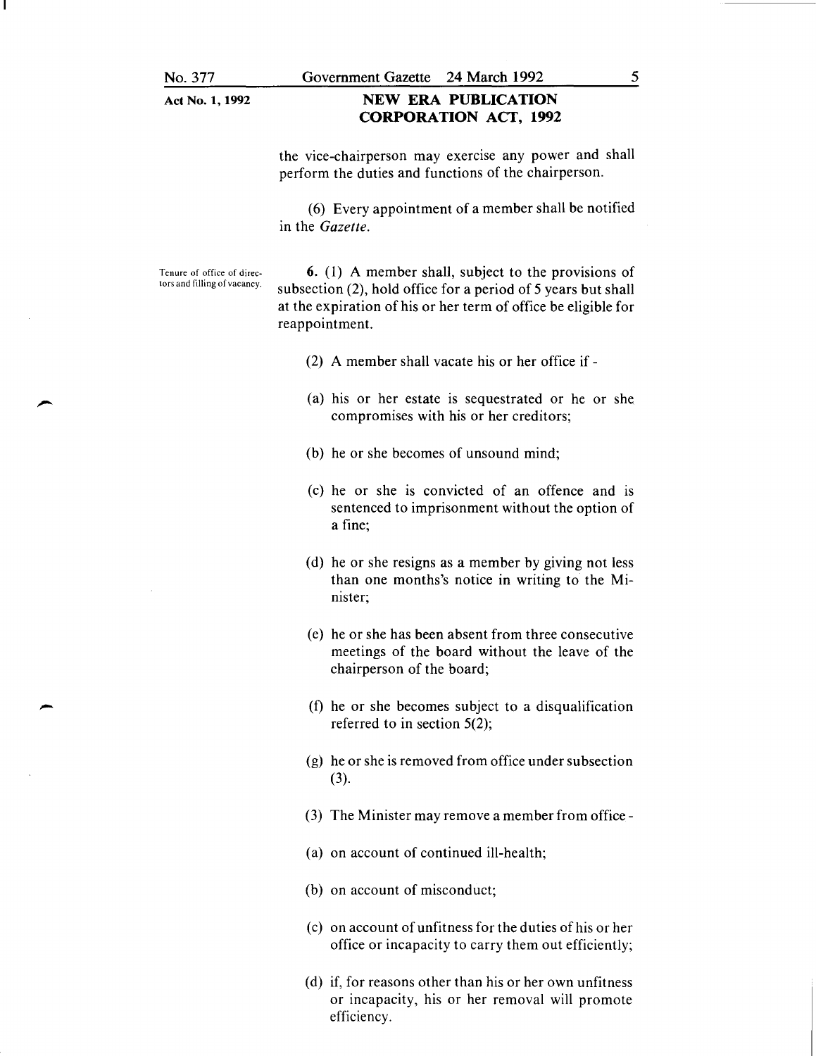the vice-chairperson may exercise any power and shall perform the duties and functions of the chairperson.

(6) Every appointment of a member shall be notified in the *Gazette*.

Tenure of office of directors and filling of vacancy.

**6.** (1) A member shall, subject to the provisions of subsection (2), hold office for a period of 5 years but shall at the expiration of his or her term of office be eligible for reappointment.

(2) A member shall vacate his or her office if -

(a) his or her estate is sequestrated or he or she compromises with his or her creditors;

(b) he or she becomes of unsound mind;

(c) he or she is convicted of an offence and is sentenced to imprisonment without the option of a fine;

(d) he or she resigns as a member by giving not less than one months's notice in writing to the Minister;

(e) he or she has been absent from three consecutive meetings of the board without the leave of the chairperson of the board;

(f) he or she becomes subject to a disqualification referred to in section 5(2);

(g) he or she is removed from office under subsection (3).

(3) The Minister may remove a member from office -

(a) on account of continued ill-health;

(b) on account of misconduct;

(c) on account of unfitness for the duties of his or her office or incapacity to carry them out efficiently;

(d) if, for reasons other than his or her own unfitness or incapacity, his or her removal will promote efficiency.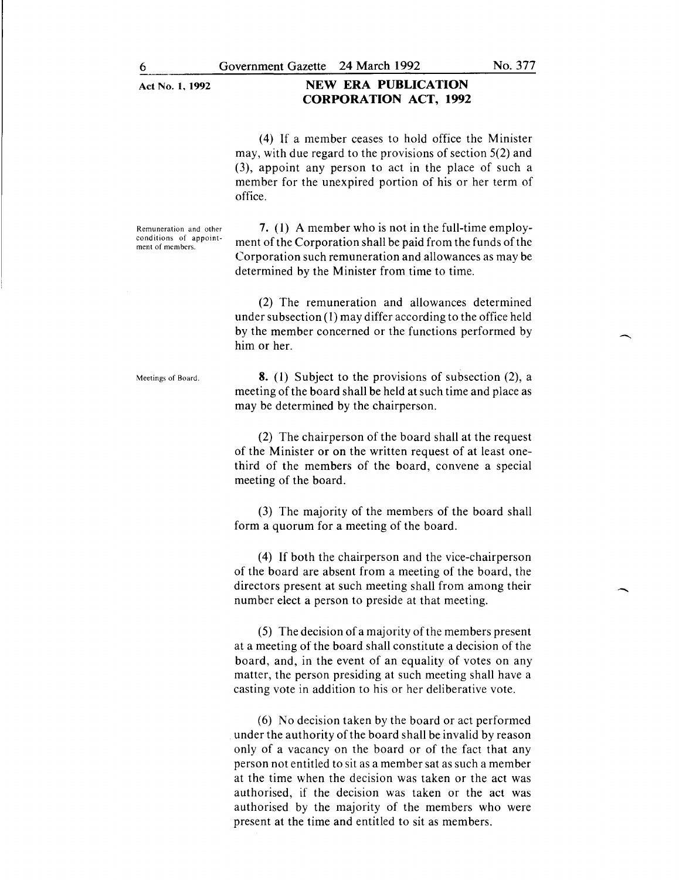(4) If a member ceases to hold office the Minister may, with due regard to the provisions of section 5(2) and (3), appoint any person to act in the place of such a member for the unexpired portion of his or her term of office.

Remuneration and other conditions of appointment of members.

**7.** (1) A member who is not in the full-time employment of the Corporation shall be paid from the funds of the Corporation such remuneration and allowances as may be determined by the Minister from time to time.

(2) The remuneration and allowances determined under subsection (1) may differ according to the office held by the member concerned or the functions performed by him or her.

Meetings of Board.

**8.** (1) Subject to the provisions of subsection (2), a meeting of the board shall be held at such time and place as may be determined by the chairperson.

(2) The chairperson of the board shall at the request of the Minister or on the written request of at least one-third of the members of the board, convene a special meeting of the board.

(3) The majority of the members of the board shall form a quorum for a meeting of the board.

(4) If both the chairperson and the vice-chairperson of the board are absent from a meeting of the board, the directors present at such meeting shall from among their number elect a person to preside at that meeting.

(5) The decision of a majority of the members present at a meeting of the board shall constitute a decision of the board, and, in the event of an equality of votes on any matter, the person presiding at such meeting shall have a casting vote in addition to his or her deliberative vote.

(6) No decision taken by the board or act performed under the authority of the board shall be invalid by reason only of a vacancy on the board or of the fact that any person not entitled to sit as a member sat as such a member at the time when the decision was taken or the act was authorised, if the decision was taken or the act was authorised by the majority of the members who were present at the time and entitled to sit as members.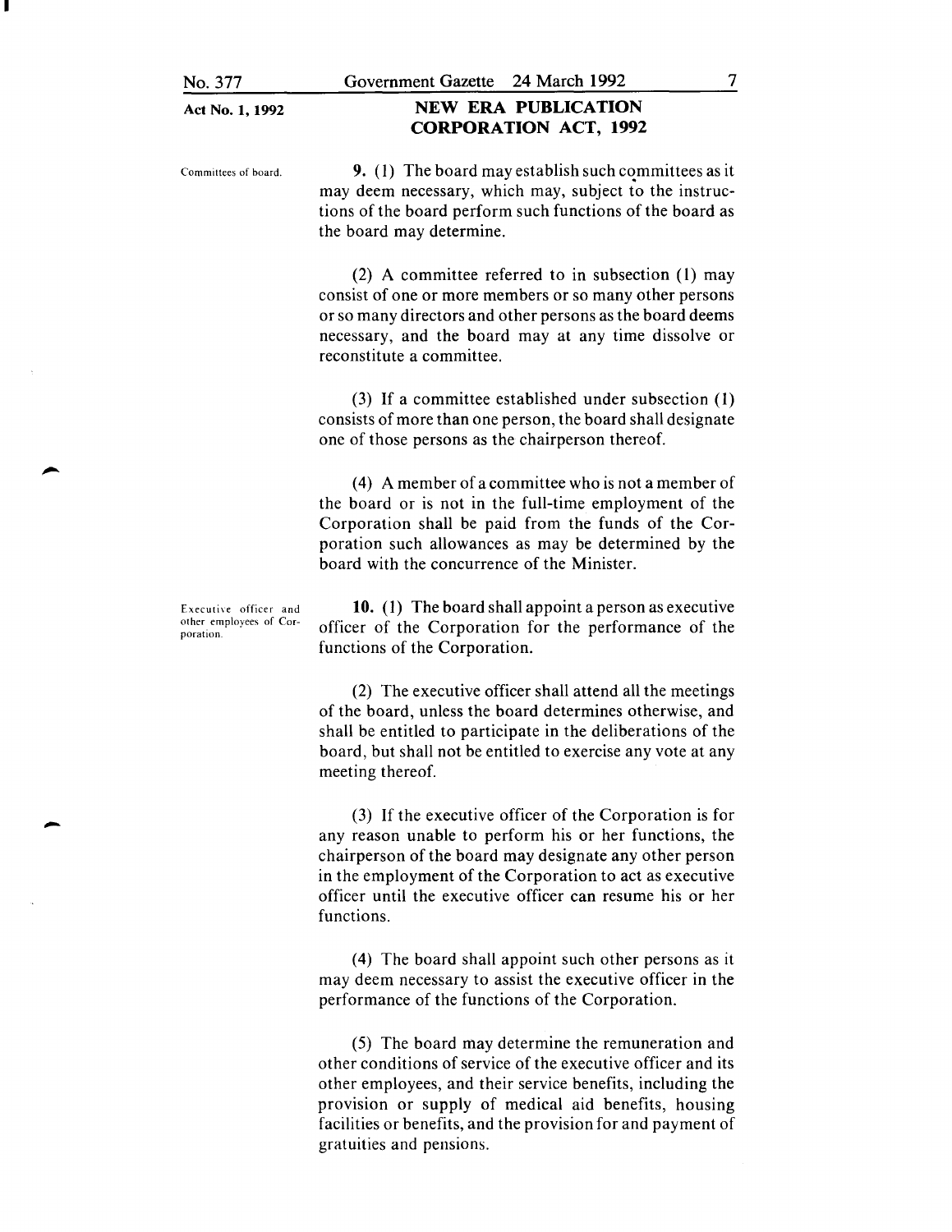**Committees of board.**

**9.** (1) The board may establish such committees as it may deem necessary, which may, subject to the instructions of the board perform such functions of the board as the board may determine.

(2) A committee referred to in subsection (1) may consist of one or more members or so many other persons or so many directors and other persons as the board deems necessary, and the board may at any time dissolve or reconstitute a committee.

(3) If a committee established under subsection (1) consists of more than one person, the board shall designate one of those persons as the chairperson thereof.

(4) A member of a committee who is not a member of the board or is not in the full-time employment of the Corporation shall be paid from the funds of the Corporation such allowances as may be determined by the board with the concurrence of the Minister.

**Executive officer and other employees of Corporation.**

**10.** (1) The board shall appoint a person as executive officer of the Corporation for the performance of the functions of the Corporation.

(2) The executive officer shall attend all the meetings of the board, unless the board determines otherwise, and shall be entitled to participate in the deliberations of the board, but shall not be entitled to exercise any vote at any meeting thereof.

(3) If the executive officer of the Corporation is for any reason unable to perform his or her functions, the chairperson of the board may designate any other person in the employment of the Corporation to act as executive officer until the executive officer can resume his or her functions.

(4) The board shall appoint such other persons as it may deem necessary to assist the executive officer in the performance of the functions of the Corporation.

(5) The board may determine the remuneration and other conditions of service of the executive officer and its other employees, and their service benefits, including the provision or supply of medical aid benefits, housing facilities or benefits, and the provision for and payment of gratuities and pensions.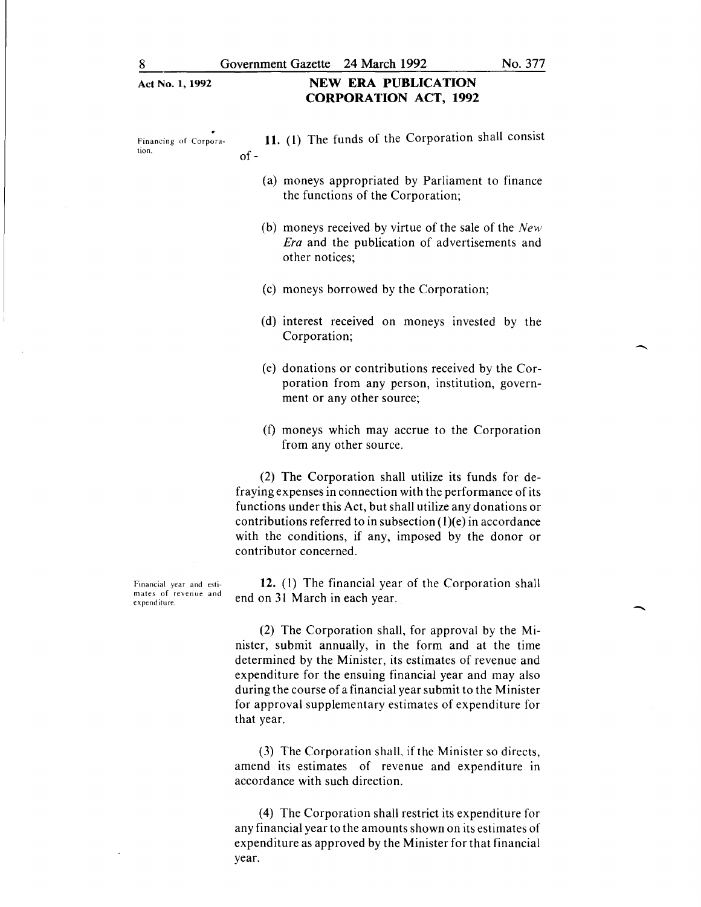**Financing of Corporation.**

**11.** (1) The funds of the Corporation shall consist of -

(a) moneys appropriated by Parliament to finance the functions of the Corporation;

(b) moneys received by virtue of the sale of the *New Era* and the publication of advertisements and other notices;

(c) moneys borrowed by the Corporation;

(d) interest received on moneys invested by the Corporation;

(e) donations or contributions received by the Corporation from any person, institution, government or any other source;

(f) moneys which may accrue to the Corporation from any other source.

(2) The Corporation shall utilize its funds for defraying expenses in connection with the performance of its functions under this Act, but shall utilize any donations or contributions referred to in subsection (1)(e) in accordance with the conditions, if any, imposed by the donor or contributor concerned.

**Financial year and estimates of revenue and expenditure.**

**12.** (1) The financial year of the Corporation shall end on 31 March in each year.

(2) The Corporation shall, for approval by the Minister, submit annually, in the form and at the time determined by the Minister, its estimates of revenue and expenditure for the ensuing financial year and may also during the course of a financial year submit to the Minister for approval supplementary estimates of expenditure for that year.

(3) The Corporation shall, if the Minister so directs, amend its estimates of revenue and expenditure in accordance with such direction.

(4) The Corporation shall restrict its expenditure for any financial year to the amounts shown on its estimates of expenditure as approved by the Minister for that financial year.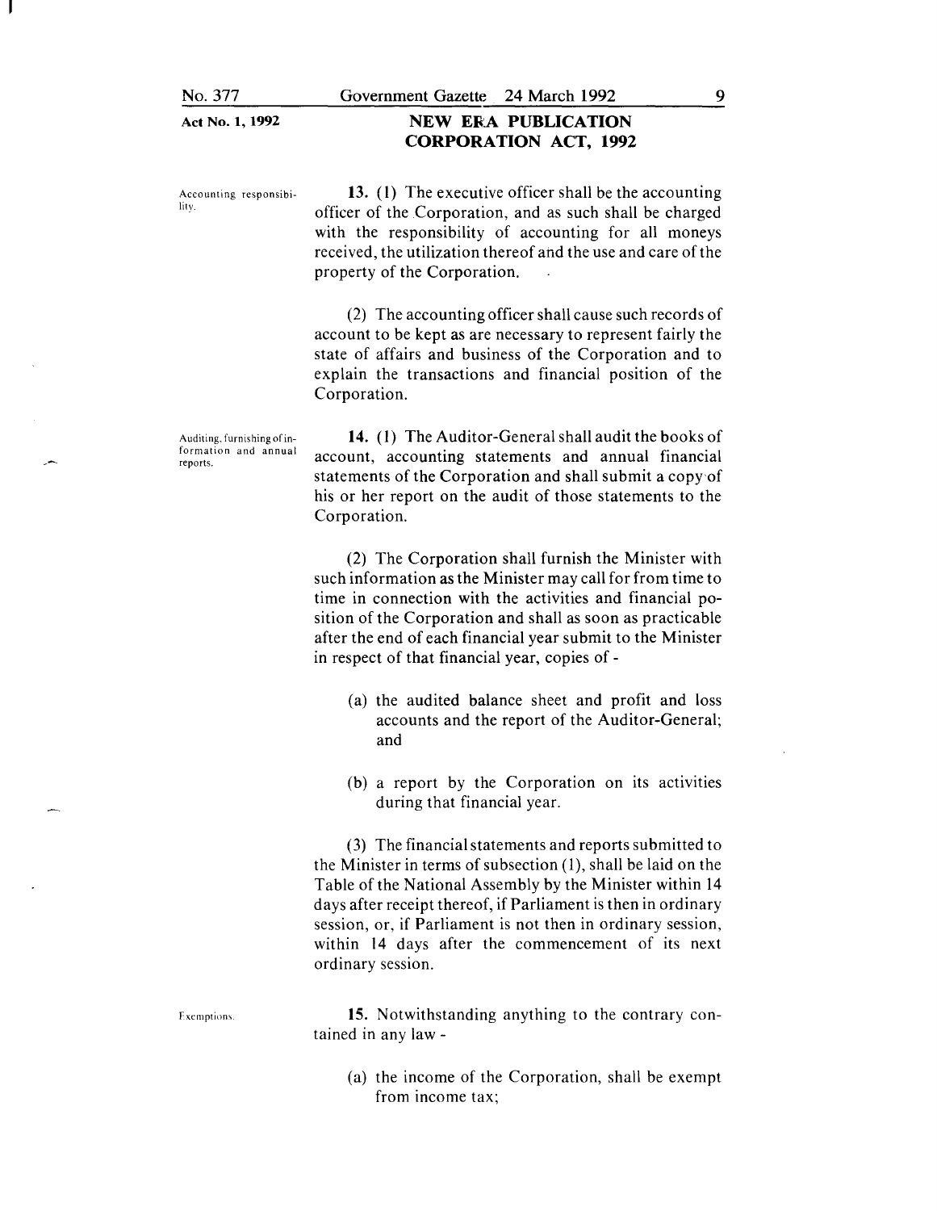**Accounting responsibility.**

**13.** (1) The executive officer shall be the accounting officer of the Corporation, and as such shall be charged with the responsibility of accounting for all moneys received, the utilization thereof and the use and care of the property of the Corporation.

(2) The accounting officer shall cause such records of account to be kept as are necessary to represent fairly the state of affairs and business of the Corporation and to explain the transactions and financial position of the Corporation.

**Auditing, furnishing of information and annual reports.**

**14.** (1) The Auditor-General shall audit the books of account, accounting statements and annual financial statements of the Corporation and shall submit a copy of his or her report on the audit of those statements to the Corporation.

(2) The Corporation shall furnish the Minister with such information as the Minister may call for from time to time in connection with the activities and financial position of the Corporation and shall as soon as practicable after the end of each financial year submit to the Minister in respect of that financial year, copies of -

(a) the audited balance sheet and profit and loss accounts and the report of the Auditor-General; and

(b) a report by the Corporation on its activities during that financial year.

(3) The financial statements and reports submitted to the Minister in terms of subsection (1), shall be laid on the Table of the National Assembly by the Minister within 14 days after receipt thereof, if Parliament is then in ordinary session, or, if Parliament is not then in ordinary session, within 14 days after the commencement of its next ordinary session.

**Exemptions.**

**15.** Notwithstanding anything to the contrary contained in any law -

(a) the income of the Corporation, shall be exempt from income tax;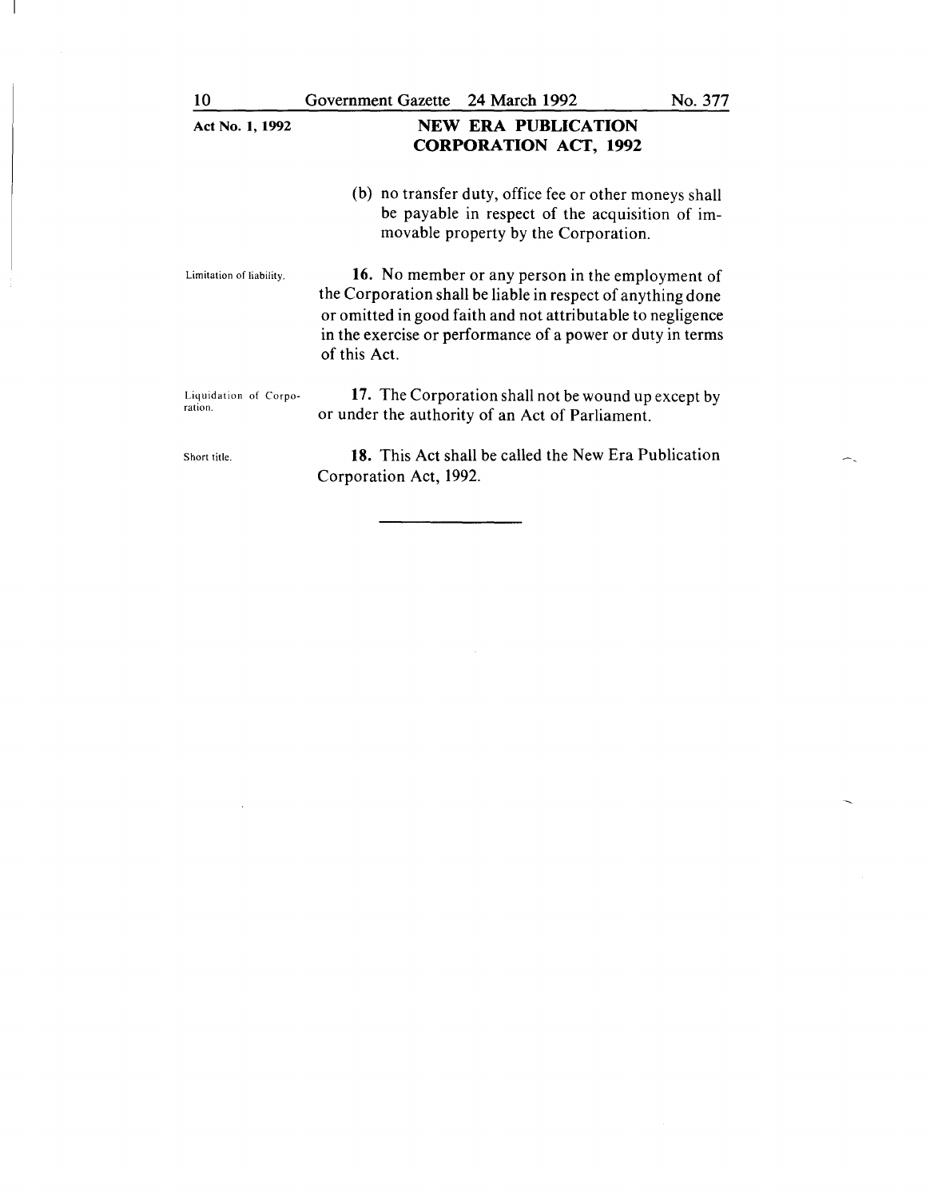(b) no transfer duty, office fee or other moneys shall be payable in respect of the acquisition of immovable property by the Corporation.

Limitation of liability.

**16.** No member or any person in the employment of the Corporation shall be liable in respect of anything done or omitted in good faith and not attributable to negligence in the exercise or performance of a power or duty in terms of this Act.

Liquidation of Corporation.

**17.** The Corporation shall not be wound up except by or under the authority of an Act of Parliament.

Short title.

**18.** This Act shall be called the New Era Publication Corporation Act, 1992.